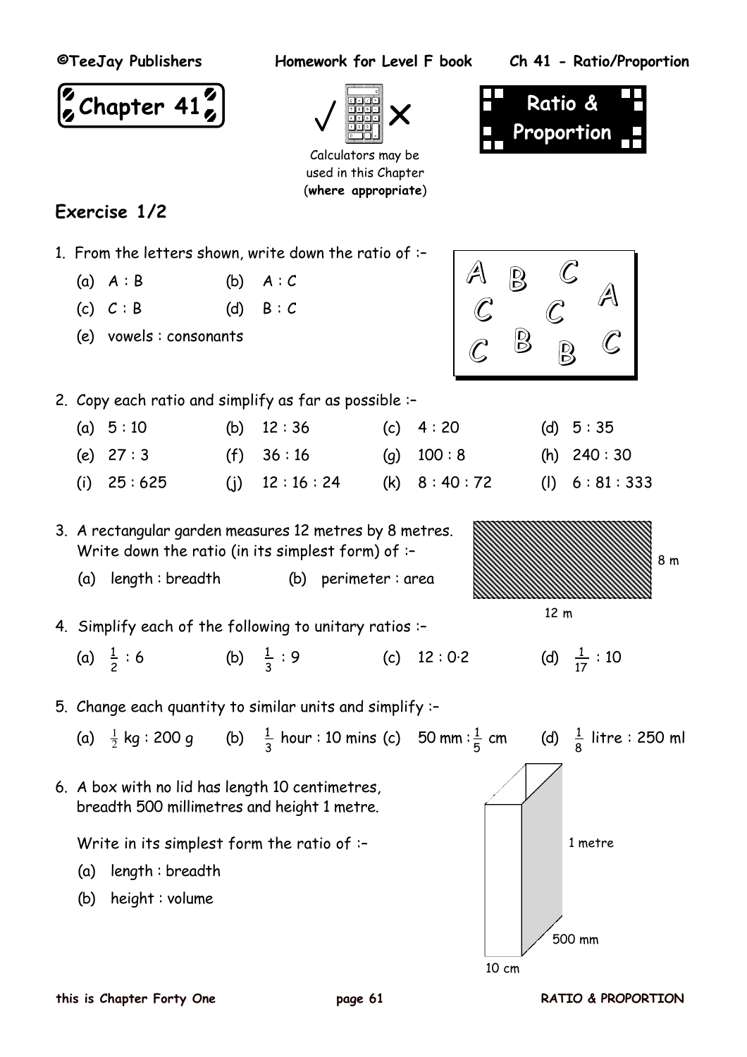# Chapter 41

Calculators may be used in this Chapter (**where appropriate**)

## Ratio & Proportion

### Exercise 1/2

1. From the letters shown, write down the ratio of :–

   (a) A : B  (b) A : C

   (c) C : B  (d) B : C

   (e) vowels : consonants

   A B C A C C C B B C

2. Copy each ratio and simplify as far as possible :–

   (a) 5 : 10  (b) 12 : 36  (c) 4 : 20  (d) 5 : 35

   (e) 27 : 3  (f) 36 : 16  (g) 100 : 8  (h) 240 : 30

   (i) 25 : 625  (j) 12 : 16 : 24  (k) 8 : 40 : 72  (l) 6 : 81 : 333

3. A rectangular garden measures 12 metres by 8 metres. Write down the ratio (in its simplest form) of :–

   (a) length : breadth  (b) perimeter : area

   8 m

   12 m

4. Simplify each of the following to unitary ratios :–

   (a) $\frac{1}{2} : 6$  (b) $\frac{1}{3} : 9$  (c) $12 : 0{\cdot}2$  (d) $\frac{1}{17} : 10$

5. Change each quantity to similar units and simplify :–

   (a) $\frac{1}{2}$ kg : 200 g  (b) $\frac{1}{3}$ hour : 10 mins  (c) 50 mm : $\frac{1}{5}$ cm  (d) $\frac{1}{8}$ litre : 250 ml

6. A box with no lid has length 10 centimetres, breadth 500 millimetres and height 1 metre.

   Write in its simplest form the ratio of :–

   (a) length : breadth

   (b) height : volume

   1 metre

   500 mm

   10 cm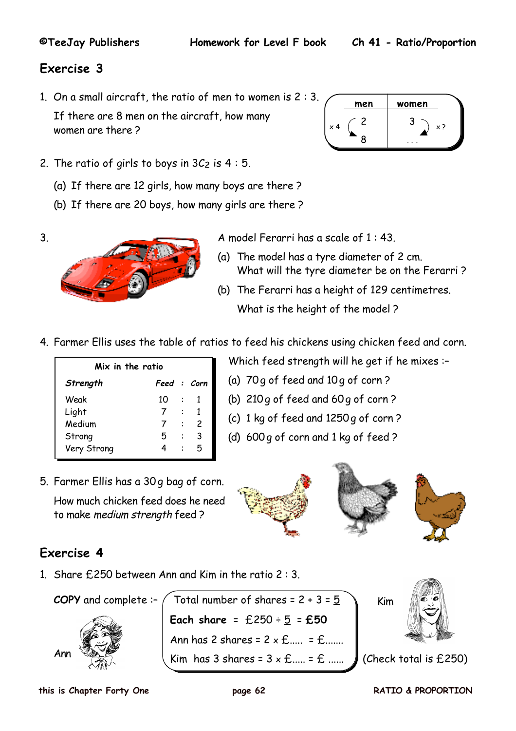## Exercise 3

1. On a small aircraft, the ratio of men to women is 2 : 3.

   If there are 8 men on the aircraft, how many women are there ?

| men | women |
|---|---|
| 2 | 3 |
| 8 | ... |

(men: × 4; women: × ?)

2. The ratio of girls to boys in $3C_2$ is 4 : 5.

   (a) If there are 12 girls, how many boys are there ?

   (b) If there are 20 boys, how many girls are there ?

3. A model Ferarri has a scale of 1 : 43.

   (a) The model has a tyre diameter of 2 cm.
   What will the tyre diameter be on the Ferarri ?

   (b) The Ferarri has a height of 129 centimetres.
   What is the height of the model ?

4. Farmer Ellis uses the table of ratios to feed his chickens using chicken feed and corn.

| Mix in the ratio | | | |
|---|---|---|---|
| *Strength* | *Feed* | : | *Corn* |
| Weak | 10 | : | 1 |
| Light | 7 | : | 1 |
| Medium | 7 | : | 2 |
| Strong | 5 | : | 3 |
| Very Strong | 4 | : | 5 |

Which feed strength will he get if he mixes :–

(a) 70 g of feed and 10 g of corn ?

(b) 210 g of feed and 60 g of corn ?

(c) 1 kg of feed and 1250 g of corn ?

(d) 600 g of corn and 1 kg of feed ?

5. Farmer Ellis has a 30 g bag of corn.

   How much chicken feed does he need to make *medium strength* feed ?

## Exercise 4

1. Share £250 between Ann and Kim in the ratio 2 : 3.

   **COPY** and complete :–

   Total number of shares = 2 + 3 = 5

   **Each share** = £250 ÷ 5 = **£50**

   Ann has 2 shares = 2 x £..... = £.......

   Kim has 3 shares = 3 x £..... = £ ......

   (Check total is £250)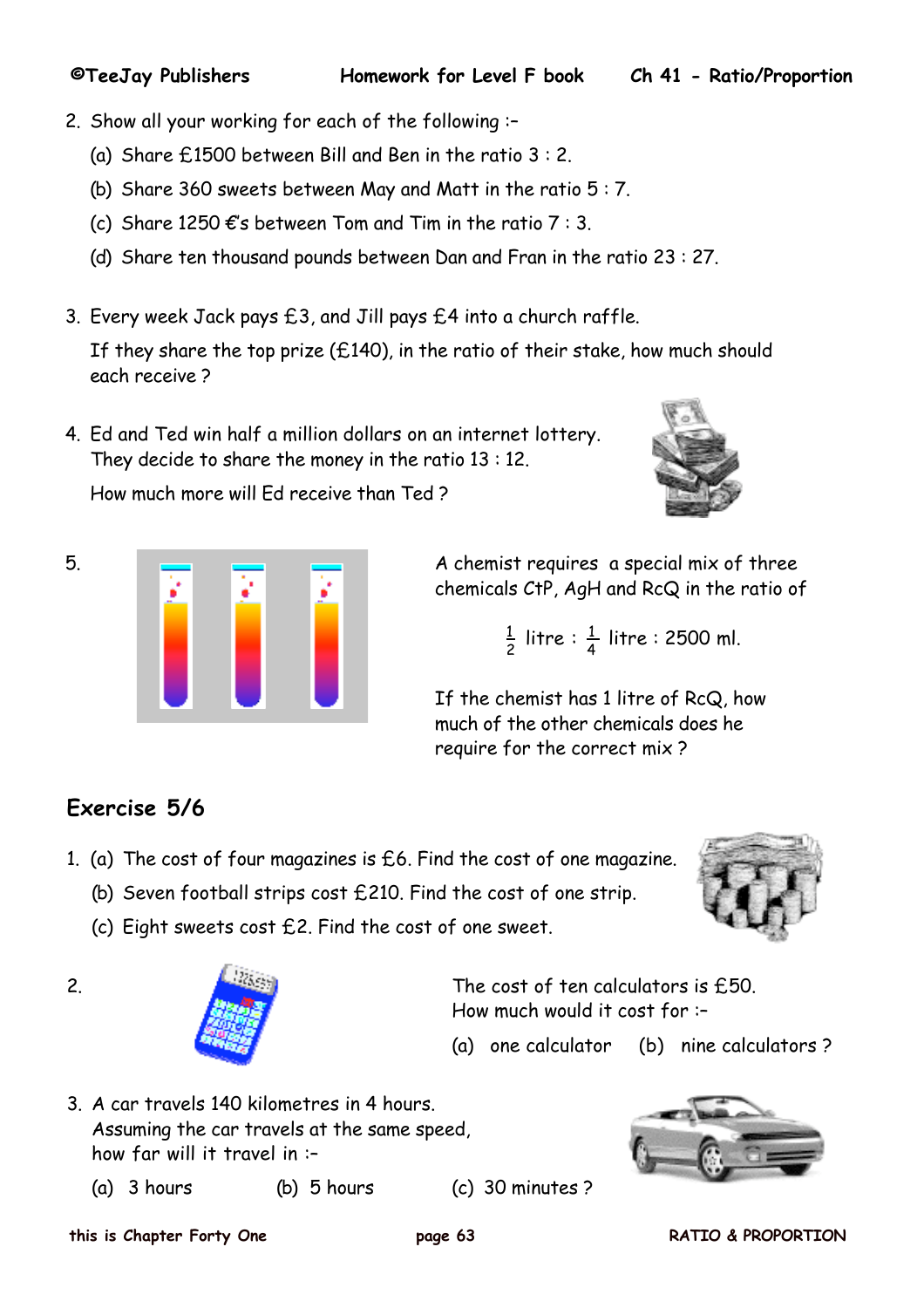2. Show all your working for each of the following :–

   (a) Share £1500 between Bill and Ben in the ratio 3 : 2.

   (b) Share 360 sweets between May and Matt in the ratio 5 : 7.

   (c) Share 1250 €'s between Tom and Tim in the ratio 7 : 3.

   (d) Share ten thousand pounds between Dan and Fran in the ratio 23 : 27.

3. Every week Jack pays £3, and Jill pays £4 into a church raffle.

   If they share the top prize (£140), in the ratio of their stake, how much should each receive ?

4. Ed and Ted win half a million dollars on an internet lottery. They decide to share the money in the ratio 13 : 12.

   How much more will Ed receive than Ted ?

5. A chemist requires a special mix of three chemicals CtP, AgH and RcQ in the ratio of

$$\tfrac{1}{2} \text{ litre} : \tfrac{1}{4} \text{ litre} : 2500 \text{ ml}.$$

   If the chemist has 1 litre of RcQ, how much of the other chemicals does he require for the correct mix ?

## Exercise 5/6

1. (a) The cost of four magazines is £6. Find the cost of one magazine.

   (b) Seven football strips cost £210. Find the cost of one strip.

   (c) Eight sweets cost £2. Find the cost of one sweet.

2. The cost of ten calculators is £50. How much would it cost for :–

   (a) one calculator (b) nine calculators ?

3. A car travels 140 kilometres in 4 hours. Assuming the car travels at the same speed, how far will it travel in :–

   (a) 3 hours (b) 5 hours (c) 30 minutes ?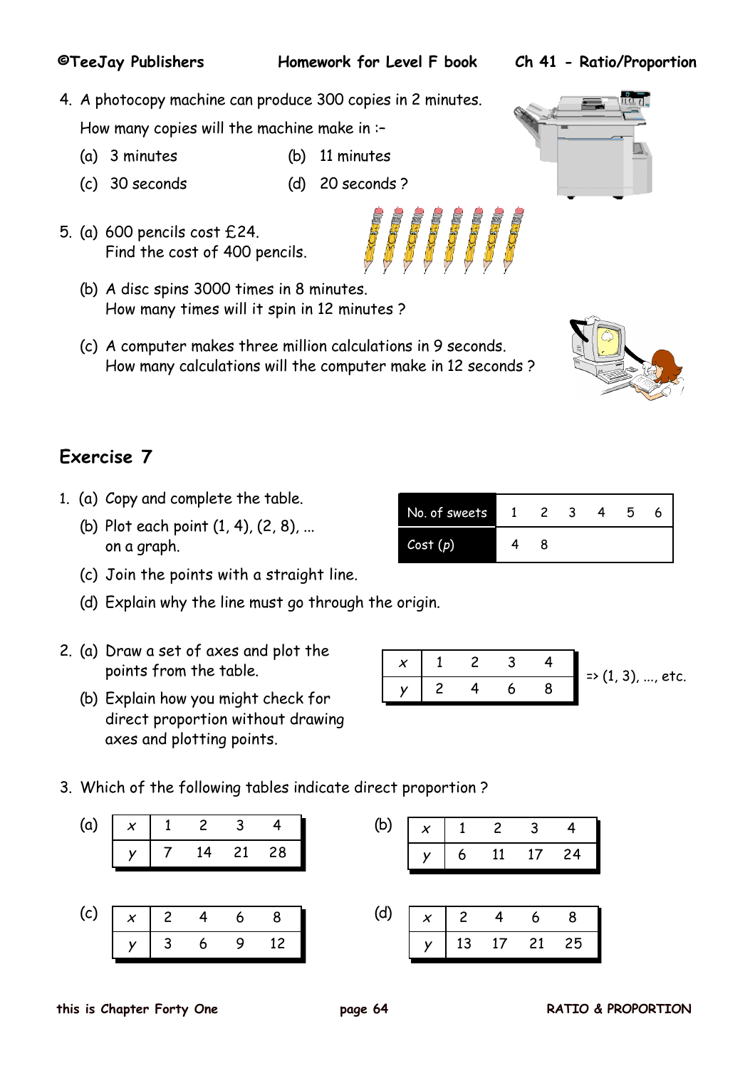4. A photocopy machine can produce 300 copies in 2 minutes.

   How many copies will the machine make in :–

   (a) 3 minutes

   (b) 11 minutes

   (c) 30 seconds

   (d) 20 seconds ?

5. (a) 600 pencils cost £24.
   Find the cost of 400 pencils.

   (b) A disc spins 3000 times in 8 minutes.
   How many times will it spin in 12 minutes ?

   (c) A computer makes three million calculations in 9 seconds.
   How many calculations will the computer make in 12 seconds ?

## Exercise 7

1. (a) Copy and complete the table.

   | No. of sweets | 1 | 2 | 3 | 4 | 5 | 6 |
   |---|---|---|---|---|---|---|
   | Cost ($p$) | 4 | 8 | | | | |

   (b) Plot each point (1, 4), (2, 8), ... on a graph.

   (c) Join the points with a straight line.

   (d) Explain why the line must go through the origin.

2. (a) Draw a set of axes and plot the points from the table.

   | $x$ | 1 | 2 | 3 | 4 |
   |---|---|---|---|---|
   | $y$ | 2 | 4 | 6 | 8 |

   => (1, 3), ..., etc.

   (b) Explain how you might check for direct proportion without drawing axes and plotting points.

3. Which of the following tables indicate direct proportion ?

   (a)

   | $x$ | 1 | 2 | 3 | 4 |
   |---|---|---|---|---|
   | $y$ | 7 | 14 | 21 | 28 |

   (b)

   | $x$ | 1 | 2 | 3 | 4 |
   |---|---|---|---|---|
   | $y$ | 6 | 11 | 17 | 24 |

   (c)

   | $x$ | 2 | 4 | 6 | 8 |
   |---|---|---|---|---|
   | $y$ | 3 | 6 | 9 | 12 |

   (d)

   | $x$ | 2 | 4 | 6 | 8 |
   |---|---|---|---|---|
   | $y$ | 13 | 17 | 21 | 25 |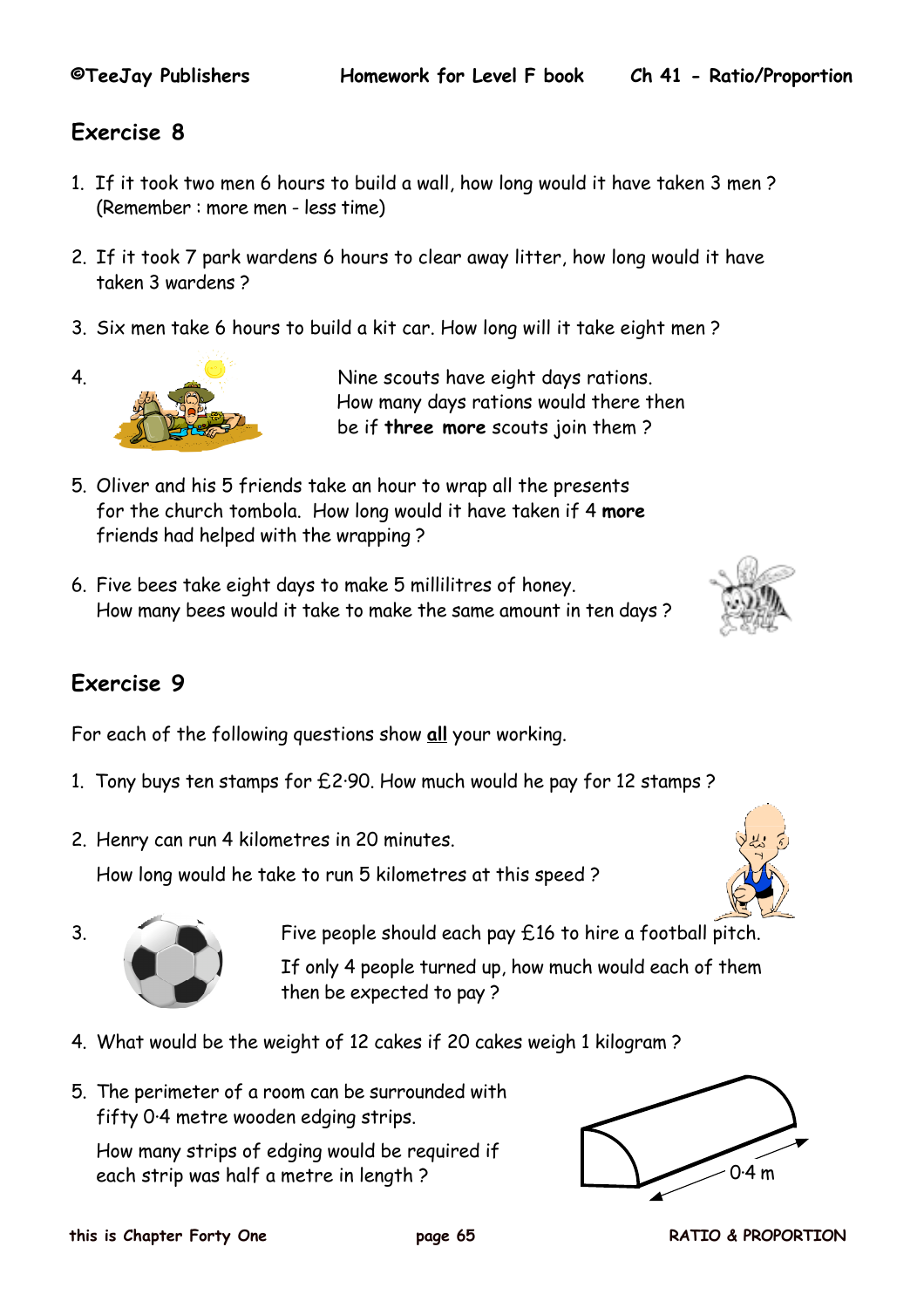## Exercise 8

1. If it took two men 6 hours to build a wall, how long would it have taken 3 men ?
   (Remember : more men - less time)

2. If it took 7 park wardens 6 hours to clear away litter, how long would it have taken 3 wardens ?

3. Six men take 6 hours to build a kit car. How long will it take eight men ?

4. Nine scouts have eight days rations.
   How many days rations would there then be if **three more** scouts join them ?

5. Oliver and his 5 friends take an hour to wrap all the presents for the church tombola. How long would it have taken if 4 **more** friends had helped with the wrapping ?

6. Five bees take eight days to make 5 millilitres of honey.
   How many bees would it take to make the same amount in ten days ?

## Exercise 9

For each of the following questions show **all** your working.

1. Tony buys ten stamps for £2·90. How much would he pay for 12 stamps ?

2. Henry can run 4 kilometres in 20 minutes.

   How long would he take to run 5 kilometres at this speed ?

3. Five people should each pay £16 to hire a football pitch.
   If only 4 people turned up, how much would each of them then be expected to pay ?

4. What would be the weight of 12 cakes if 20 cakes weigh 1 kilogram ?

5. The perimeter of a room can be surrounded with fifty 0·4 metre wooden edging strips.

   How many strips of edging would be required if each strip was half a metre in length ?

   0·4 m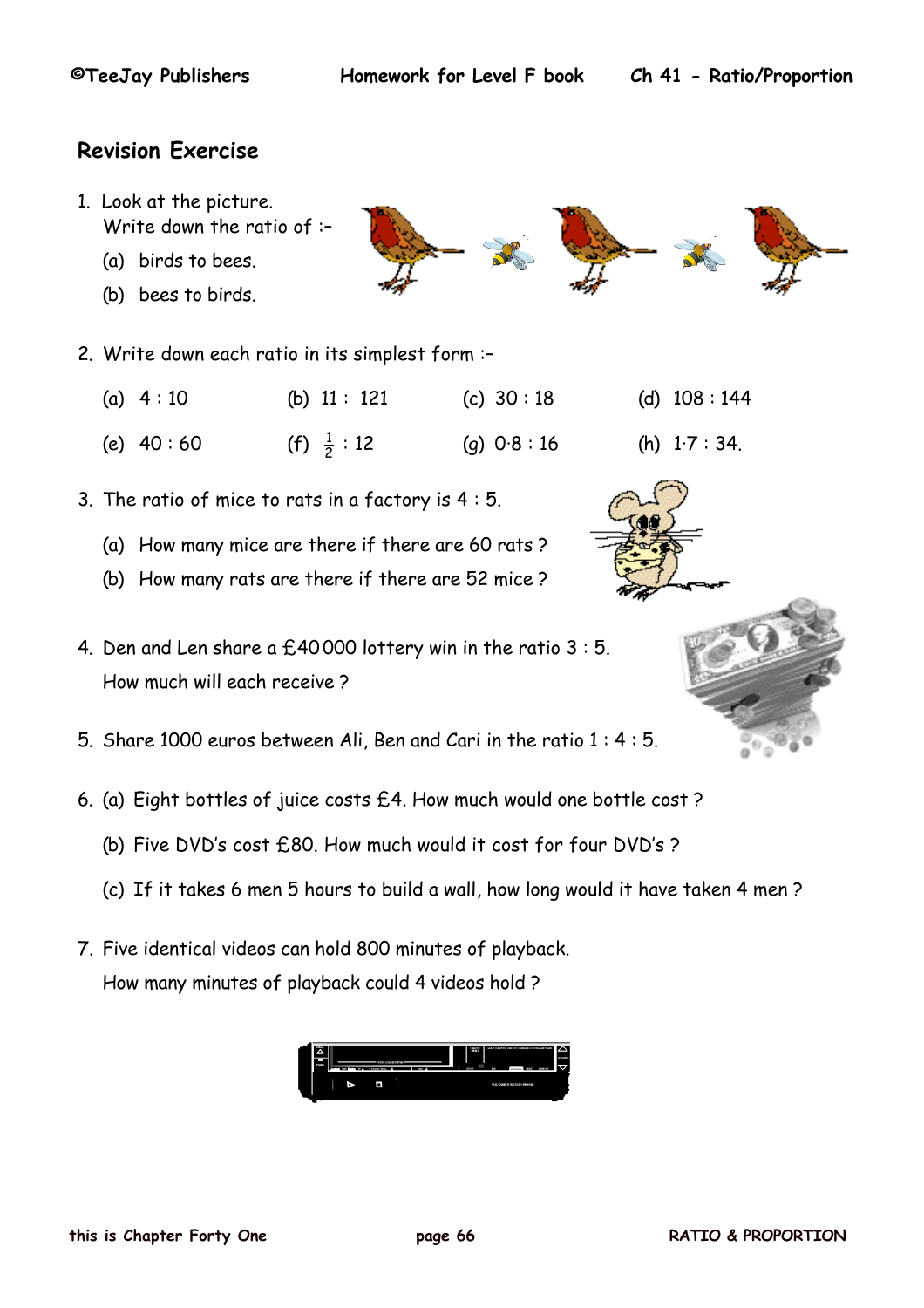## Revision Exercise

1. Look at the picture.
   Write down the ratio of :–
   (a) birds to bees.
   (b) bees to birds.

2. Write down each ratio in its simplest form :–

   (a) 4 : 10 (b) 11 : 121 (c) 30 : 18 (d) 108 : 144

   (e) 40 : 60 (f) $\frac{1}{2}$ : 12 (g) 0·8 : 16 (h) 1·7 : 34.

3. The ratio of mice to rats in a factory is 4 : 5.
   (a) How many mice are there if there are 60 rats ?
   (b) How many rats are there if there are 52 mice ?

4. Den and Len share a £40 000 lottery win in the ratio 3 : 5.
   How much will each receive ?

5. Share 1000 euros between Ali, Ben and Cari in the ratio 1 : 4 : 5.

6. (a) Eight bottles of juice costs £4. How much would one bottle cost ?
   (b) Five DVD's cost £80. How much would it cost for four DVD's ?
   (c) If it takes 6 men 5 hours to build a wall, how long would it have taken 4 men ?

7. Five identical videos can hold 800 minutes of playback.
   How many minutes of playback could 4 videos hold ?